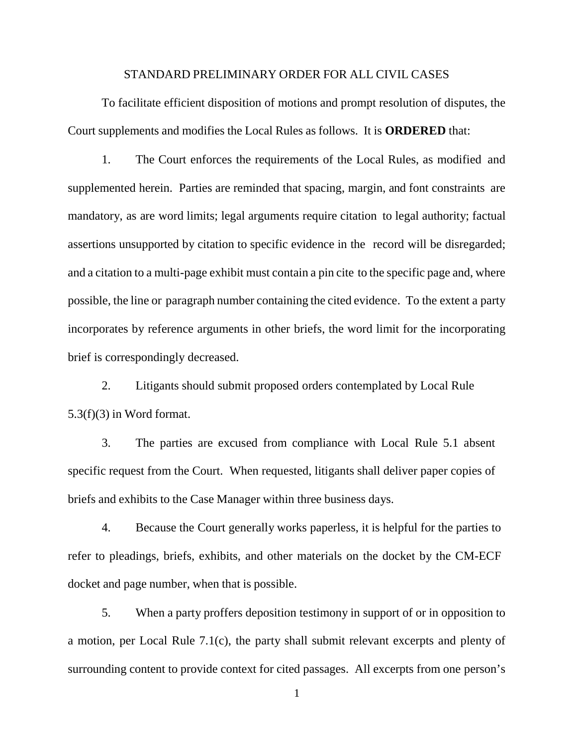# STANDARD PRELIMINARY ORDER FOR ALL CIVIL CASES

To facilitate efficient disposition of motions and prompt resolution of disputes, the Court supplements and modifies the Local Rules as follows. It is **ORDERED** that:

1. The Court enforces the requirements of the Local Rules, as modified and supplemented herein. Parties are reminded that spacing, margin, and font constraints are mandatory, as are word limits; legal arguments require citation to legal authority; factual assertions unsupported by citation to specific evidence in the record will be disregarded; and a citation to a multi-page exhibit must contain a pin cite to the specific page and, where possible, the line or paragraph number containing the cited evidence. To the extent a party incorporates by reference arguments in other briefs, the word limit for the incorporating brief is correspondingly decreased.

2. Litigants should submit proposed orders contemplated by Local Rule 5.3(f)(3) in Word format.

3. The parties are excused from compliance with Local Rule 5.1 absent specific request from the Court. When requested, litigants shall deliver paper copies of briefs and exhibits to the Case Manager within three business days.

4. Because the Court generally works paperless, it is helpful for the parties to refer to pleadings, briefs, exhibits, and other materials on the docket by the CM-ECF docket and page number, when that is possible.

5. When a party proffers deposition testimony in support of or in opposition to a motion, per Local Rule 7.1(c), the party shall submit relevant excerpts and plenty of surrounding content to provide context for cited passages. All excerpts from one person's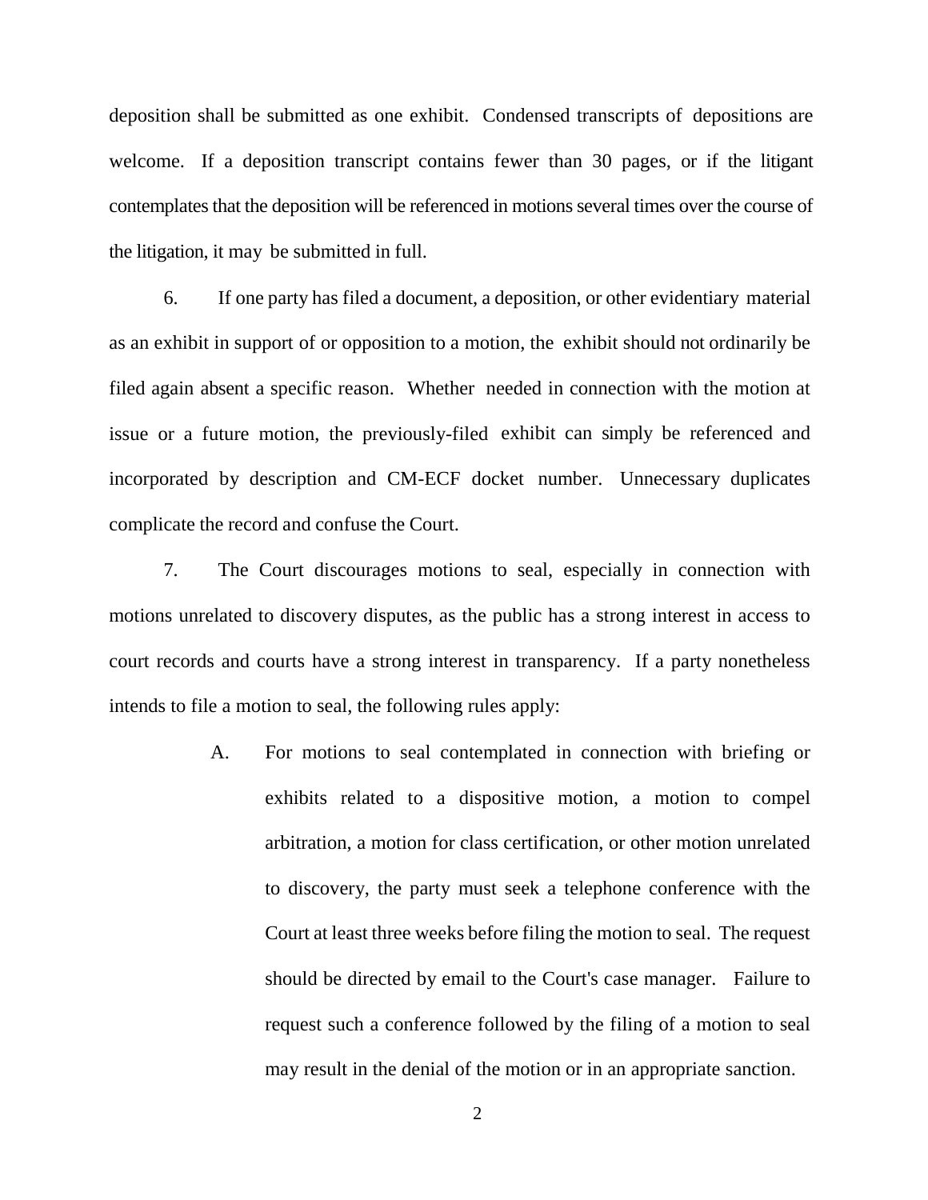deposition shall be submitted as one exhibit. Condensed transcripts of depositions are welcome. If a deposition transcript contains fewer than 30 pages, or if the litigant contemplates that the deposition will be referenced in motions several times over the course of the litigation, it may be submitted in full.

6. If one party has filed a document, a deposition, or other evidentiary material as an exhibit in support of or opposition to a motion, the exhibit should not ordinarily be filed again absent a specific reason. Whether needed in connection with the motion at issue or a future motion, the previously-filed exhibit can simply be referenced and incorporated by description and CM-ECF docket number. Unnecessary duplicates complicate the record and confuse the Court.

7. The Court discourages motions to seal, especially in connection with motions unrelated to discovery disputes, as the public has a strong interest in access to court records and courts have a strong interest in transparency. If a party nonetheless intends to file a motion to seal, the following rules apply:

A. For motions to seal contemplated in connection with briefing or exhibits related to a dispositive motion, a motion to compel arbitration, a motion for class certification, or other motion unrelated to discovery, the party must seek a telephone conference with the Court at least three weeks before filing the motion to seal. The request should be directed by email to the Court's case manager. Failure to request such a conference followed by the filing of a motion to seal may result in the denial of the motion or in an appropriate sanction.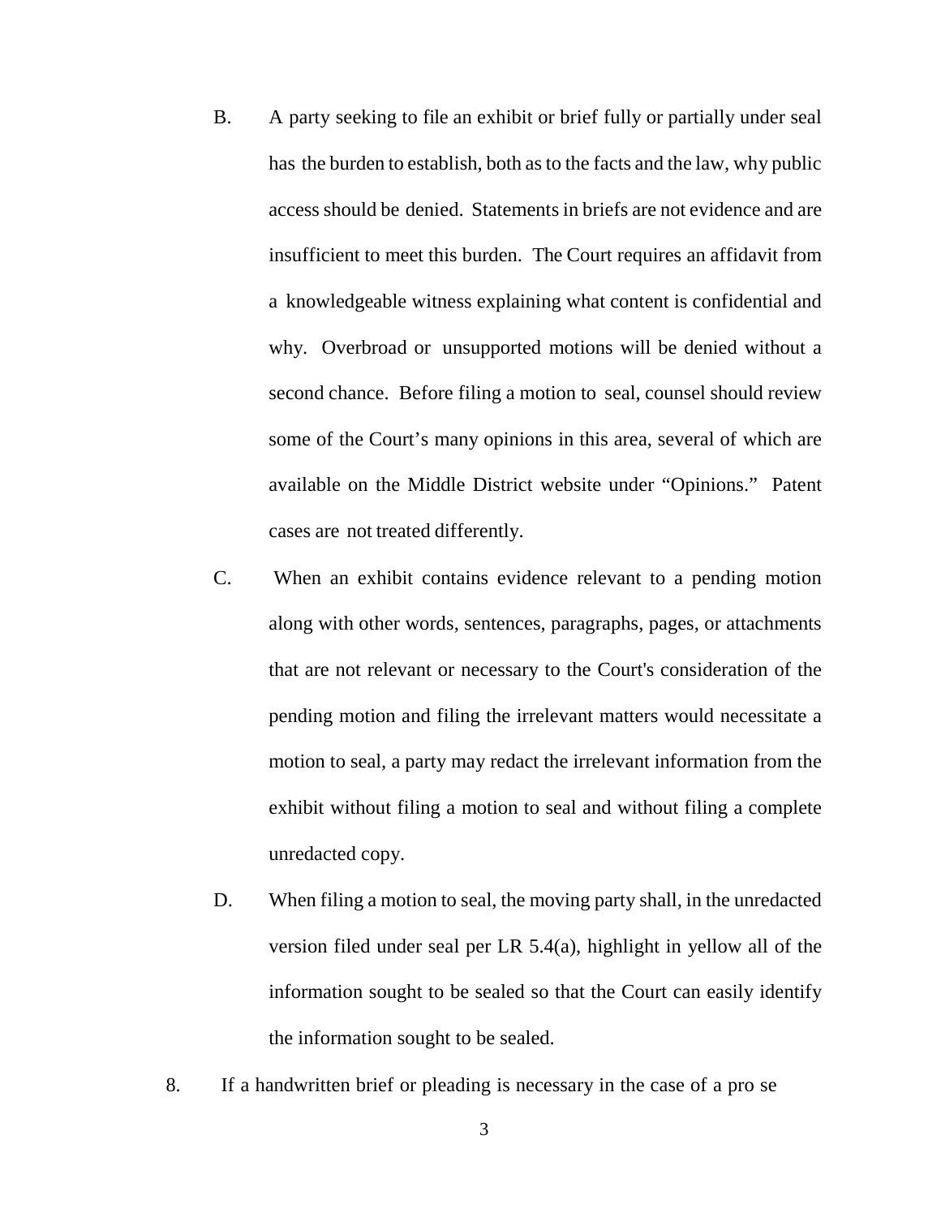B. A party seeking to file an exhibit or brief fully or partially under seal has the burden to establish, both as to the facts and the law, why public access should be denied. Statements in briefs are not evidence and are insufficient to meet this burden. The Court requires an affidavit from a knowledgeable witness explaining what content is confidential and why. Overbroad or unsupported motions will be denied without a second chance. Before filing a motion to seal, counsel should review some of the Court's many opinions in this area, several of which are available on the Middle District website under "Opinions." Patent cases are not treated differently.

C. When an exhibit contains evidence relevant to a pending motion along with other words, sentences, paragraphs, pages, or attachments that are not relevant or necessary to the Court's consideration of the pending motion and filing the irrelevant matters would necessitate a motion to seal, a party may redact the irrelevant information from the exhibit without filing a motion to seal and without filing a complete unredacted copy.

D. When filing a motion to seal, the moving party shall, in the unredacted version filed under seal per LR 5.4(a), highlight in yellow all of the information sought to be sealed so that the Court can easily identify the information sought to be sealed.

8. If a handwritten brief or pleading is necessary in the case of a pro se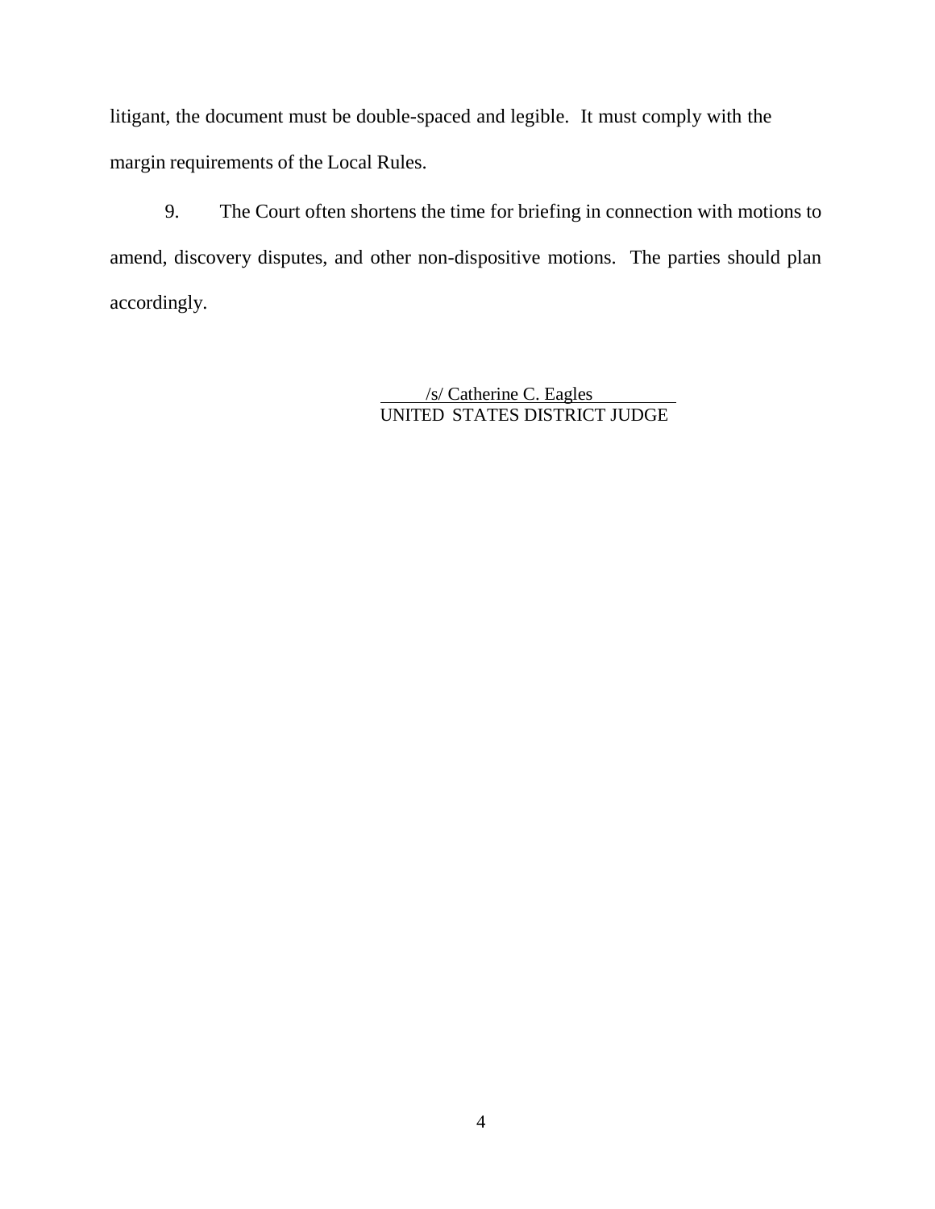litigant, the document must be double-spaced and legible. It must comply with the margin requirements of the Local Rules.

9. The Court often shortens the time for briefing in connection with motions to amend, discovery disputes, and other non-dispositive motions. The parties should plan accordingly.

/s/ Catherine C. Eagles
UNITED STATES DISTRICT JUDGE